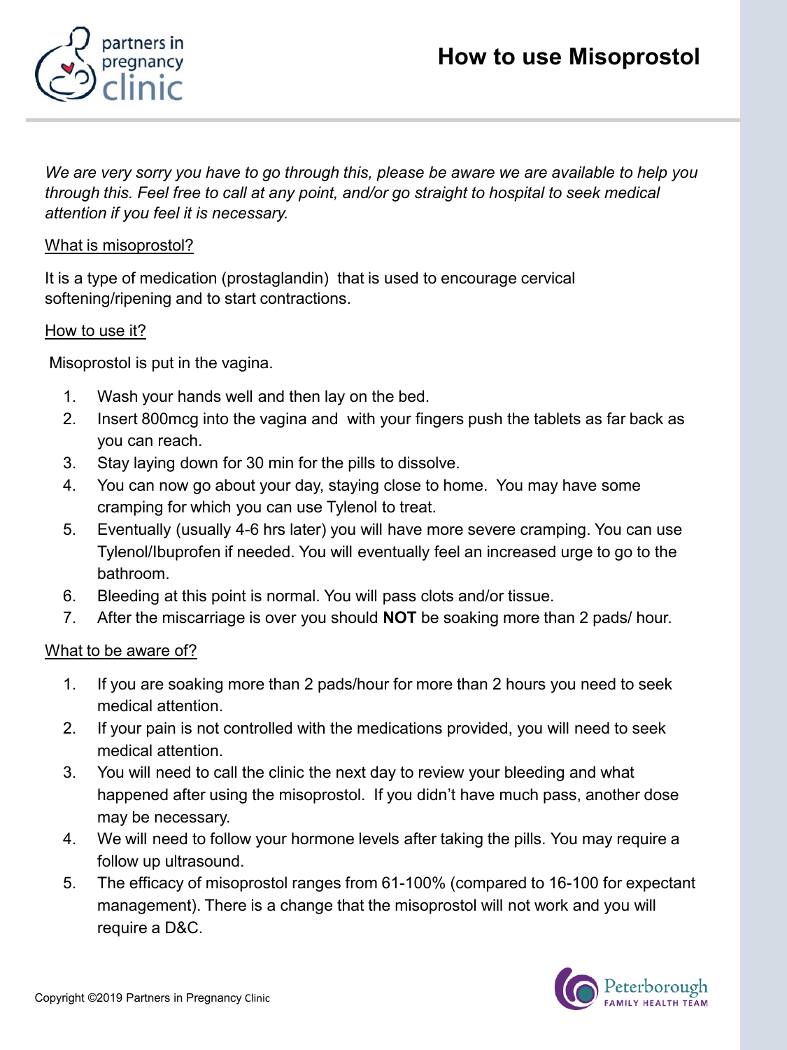# How to use Misoprostol

*We are very sorry you have to go through this, please be aware we are available to help you through this. Feel free to call at any point, and/or go straight to hospital to seek medical attention if you feel it is necessary.*

<u>What is misoprostol?</u>

It is a type of medication (prostaglandin) that is used to encourage cervical softening/ripening and to start contractions.

<u>How to use it?</u>

Misoprostol is put in the vagina.

1. Wash your hands well and then lay on the bed.
2. Insert 800mcg into the vagina and with your fingers push the tablets as far back as you can reach.
3. Stay laying down for 30 min for the pills to dissolve.
4. You can now go about your day, staying close to home. You may have some cramping for which you can use Tylenol to treat.
5. Eventually (usually 4-6 hrs later) you will have more severe cramping. You can use Tylenol/Ibuprofen if needed. You will eventually feel an increased urge to go to the bathroom.
6. Bleeding at this point is normal. You will pass clots and/or tissue.
7. After the miscarriage is over you should **NOT** be soaking more than 2 pads/ hour.

<u>What to be aware of?</u>

1. If you are soaking more than 2 pads/hour for more than 2 hours you need to seek medical attention.
2. If your pain is not controlled with the medications provided, you will need to seek medical attention.
3. You will need to call the clinic the next day to review your bleeding and what happened after using the misoprostol. If you didn't have much pass, another dose may be necessary.
4. We will need to follow your hormone levels after taking the pills. You may require a follow up ultrasound.
5. The efficacy of misoprostol ranges from 61-100% (compared to 16-100 for expectant management). There is a change that the misoprostol will not work and you will require a D&C.

Copyright ©2019 Partners in Pregnancy Clinic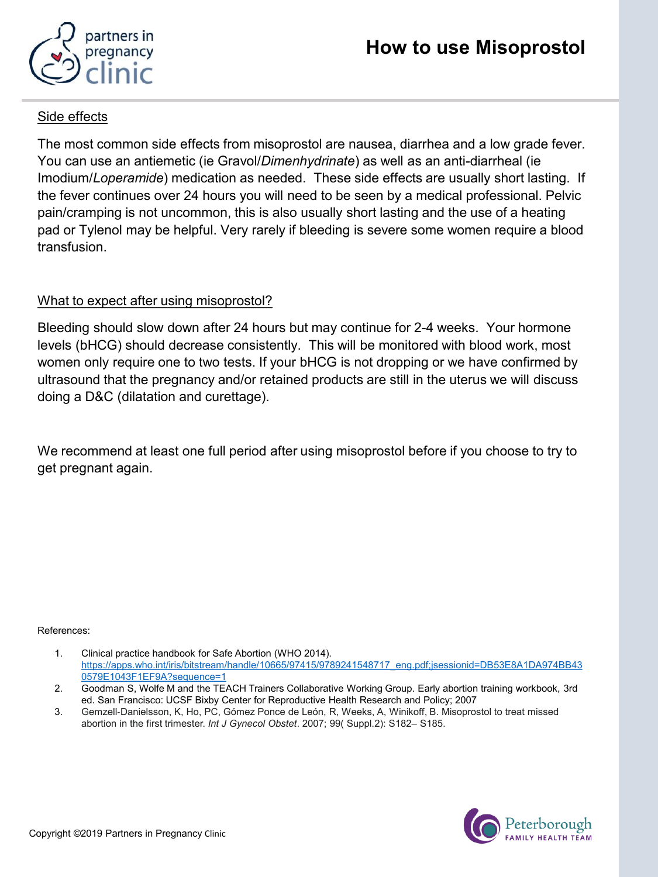# How to use Misoprostol

## Side effects

The most common side effects from misoprostol are nausea, diarrhea and a low grade fever. You can use an antiemetic (ie Gravol/*Dimenhydrinate*) as well as an anti-diarrheal (ie Imodium/*Loperamide*) medication as needed. These side effects are usually short lasting. If the fever continues over 24 hours you will need to be seen by a medical professional. Pelvic pain/cramping is not uncommon, this is also usually short lasting and the use of a heating pad or Tylenol may be helpful. Very rarely if bleeding is severe some women require a blood transfusion.

## What to expect after using misoprostol?

Bleeding should slow down after 24 hours but may continue for 2-4 weeks. Your hormone levels (bHCG) should decrease consistently. This will be monitored with blood work, most women only require one to two tests. If your bHCG is not dropping or we have confirmed by ultrasound that the pregnancy and/or retained products are still in the uterus we will discuss doing a D&C (dilatation and curettage).

We recommend at least one full period after using misoprostol before if you choose to try to get pregnant again.

References:

1. Clinical practice handbook for Safe Abortion (WHO 2014). https://apps.who.int/iris/bitstream/handle/10665/97415/9789241548717_eng.pdf;jsessionid=DB53E8A1DA974BB430579E1043F1EF9A?sequence=1
2. Goodman S, Wolfe M and the TEACH Trainers Collaborative Working Group. Early abortion training workbook, 3rd ed. San Francisco: UCSF Bixby Center for Reproductive Health Research and Policy; 2007
3. Gemzell-Danielsson, K, Ho, PC, Gómez Ponce de León, R, Weeks, A, Winikoff, B. Misoprostol to treat missed abortion in the first trimester. *Int J Gynecol Obstet*. 2007; 99( Suppl.2): S182– S185.

Copyright ©2019 Partners in Pregnancy Clinic